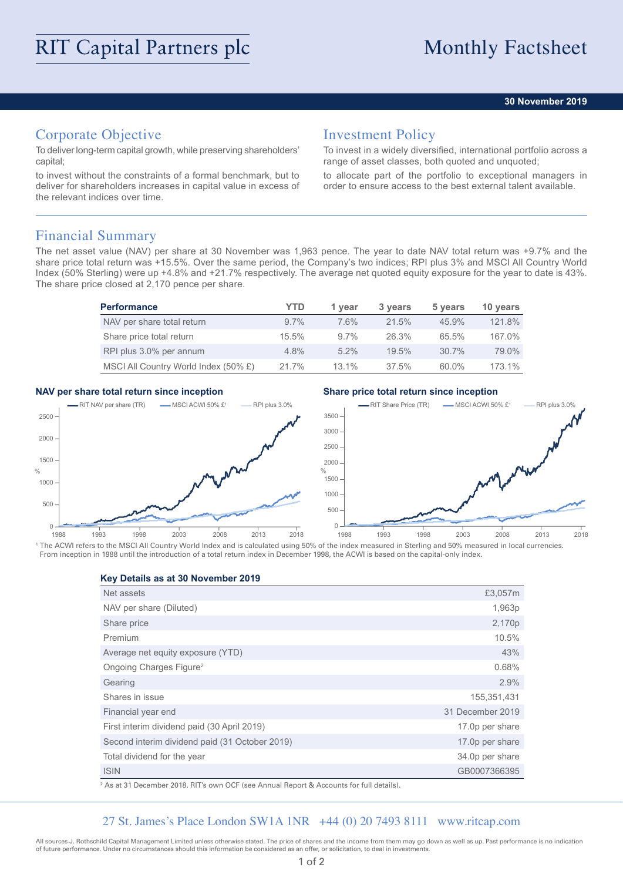# RIT Capital Partners plc

# Monthly Factsheet

**30 November 2019**

## Corporate Objective

To deliver long-term capital growth, while preserving shareholders' capital;

to invest without the constraints of a formal benchmark, but to deliver for shareholders increases in capital value in excess of the relevant indices over time.

## Investment Policy

To invest in a widely diversified, international portfolio across a range of asset classes, both quoted and unquoted;

to allocate part of the portfolio to exceptional managers in order to ensure access to the best external talent available.

## Financial Summary

The net asset value (NAV) per share at 30 November was 1,963 pence. The year to date NAV total return was +9.7% and the share price total return was +15.5%. Over the same period, the Company's two indices; RPI plus 3% and MSCI All Country World Index (50% Sterling) were up +4.8% and +21.7% respectively. The average net quoted equity exposure for the year to date is 43%. The share price closed at 2,170 pence per share.

| Performance | YTD | 1 year | 3 years | 5 years | 10 years |
|---|---|---|---|---|---|
| NAV per share total return | 9.7% | 7.6% | 21.5% | 45.9% | 121.8% |
| Share price total return | 15.5% | 9.7% | 26.3% | 65.5% | 167.0% |
| RPI plus 3.0% per annum | 4.8% | 5.2% | 19.5% | 30.7% | 79.0% |
| MSCI All Country World Index (50% £) | 21.7% | 13.1% | 37.5% | 60.0% | 173.1% |

**NAV per share total return since inception**

**Share price total return since inception**

[1] The ACWI refers to the MSCI All Country World Index and is calculated using 50% of the index measured in Sterling and 50% measured in local currencies. From inception in 1988 until the introduction of a total return index in December 1998, the ACWI is based on the capital-only index.

**Key Details as at 30 November 2019**

| | |
|---|---|
| Net assets | £3,057m |
| NAV per share (Diluted) | 1,963p |
| Share price | 2,170p |
| Premium | 10.5% |
| Average net equity exposure (YTD) | 43% |
| Ongoing Charges Figure[2] | 0.68% |
| Gearing | 2.9% |
| Shares in issue | 155,351,431 |
| Financial year end | 31 December 2019 |
| First interim dividend paid (30 April 2019) | 17.0p per share |
| Second interim dividend paid (31 October 2019) | 17.0p per share |
| Total dividend for the year | 34.0p per share |
| ISIN | GB0007366395 |

[2] As at 31 December 2018. RIT's own OCF (see Annual Report & Accounts for full details).

27 St. James's Place London SW1A 1NR +44 (0) 20 7493 8111 www.ritcap.com

All sources J. Rothschild Capital Management Limited unless otherwise stated. The price of shares and the income from them may go down as well as up. Past performance is no indication of future performance. Under no circumstances should this information be considered as an offer, or solicitation, to deal in investments.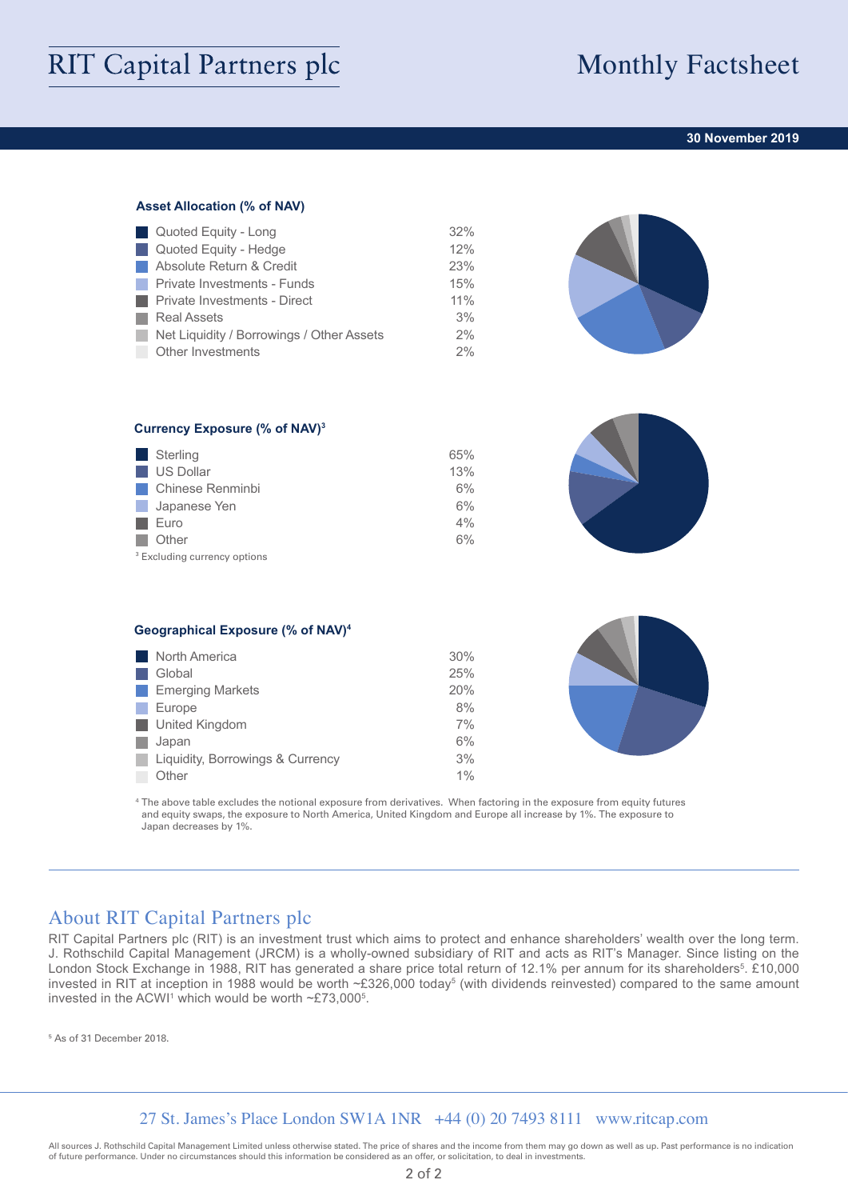# RIT Capital Partners plc

# Monthly Factsheet

**30 November 2019**

### Asset Allocation (% of NAV)

| | |
|---|---|
| Quoted Equity - Long | 32% |
| Quoted Equity - Hedge | 12% |
| Absolute Return & Credit | 23% |
| Private Investments - Funds | 15% |
| Private Investments - Direct | 11% |
| Real Assets | 3% |
| Net Liquidity / Borrowings / Other Assets | 2% |
| Other Investments | 2% |

### Currency Exposure (% of NAV)[3]

| | |
|---|---|
| Sterling | 65% |
| US Dollar | 13% |
| Chinese Renminbi | 6% |
| Japanese Yen | 6% |
| Euro | 4% |
| Other | 6% |

[3] Excluding currency options

### Geographical Exposure (% of NAV)[4]

| | |
|---|---|
| North America | 30% |
| Global | 25% |
| Emerging Markets | 20% |
| Europe | 8% |
| United Kingdom | 7% |
| Japan | 6% |
| Liquidity, Borrowings & Currency | 3% |
| Other | 1% |

[4] The above table excludes the notional exposure from derivatives. When factoring in the exposure from equity futures and equity swaps, the exposure to North America, United Kingdom and Europe all increase by 1%. The exposure to Japan decreases by 1%.

## About RIT Capital Partners plc

RIT Capital Partners plc (RIT) is an investment trust which aims to protect and enhance shareholders' wealth over the long term. J. Rothschild Capital Management (JRCM) is a wholly-owned subsidiary of RIT and acts as RIT's Manager. Since listing on the London Stock Exchange in 1988, RIT has generated a share price total return of 12.1% per annum for its shareholders[5]. £10,000 invested in RIT at inception in 1988 would be worth ~£326,000 today[5] (with dividends reinvested) compared to the same amount invested in the ACWI[1] which would be worth ~£73,000[5].

[5] As of 31 December 2018.

27 St. James's Place London SW1A 1NR +44 (0) 20 7493 8111 www.ritcap.com

All sources J. Rothschild Capital Management Limited unless otherwise stated. The price of shares and the income from them may go down as well as up. Past performance is no indication of future performance. Under no circumstances should this information be considered as an offer, or solicitation, to deal in investments.